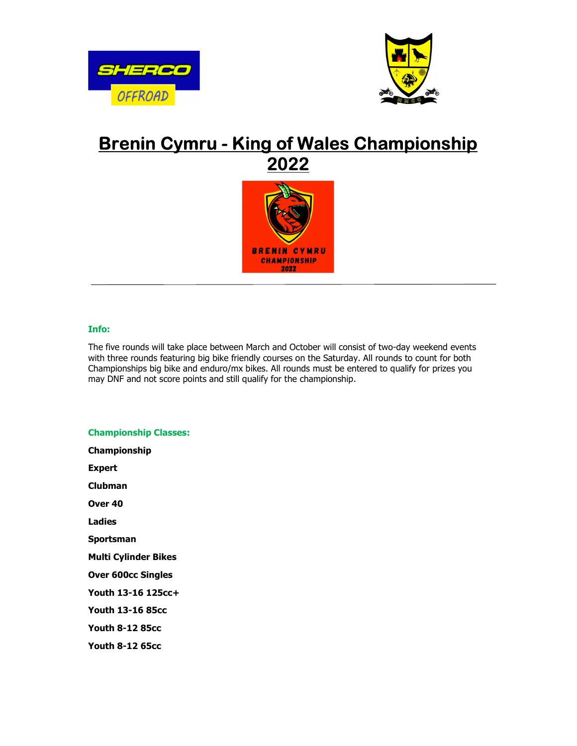# Brenin Cymru - King of Wales Championship 2022

**Info:**

The five rounds will take place between March and October will consist of two-day weekend events with three rounds featuring big bike friendly courses on the Saturday. All rounds to count for both Championships big bike and enduro/mx bikes. All rounds must be entered to qualify for prizes you may DNF and not score points and still qualify for the championship.

**Championship Classes:**

**Championship**

**Expert**

**Clubman**

**Over 40**

**Ladies**

**Sportsman**

**Multi Cylinder Bikes**

**Over 600cc Singles**

**Youth 13-16 125cc+**

**Youth 13-16 85cc**

**Youth 8-12 85cc**

**Youth 8-12 65cc**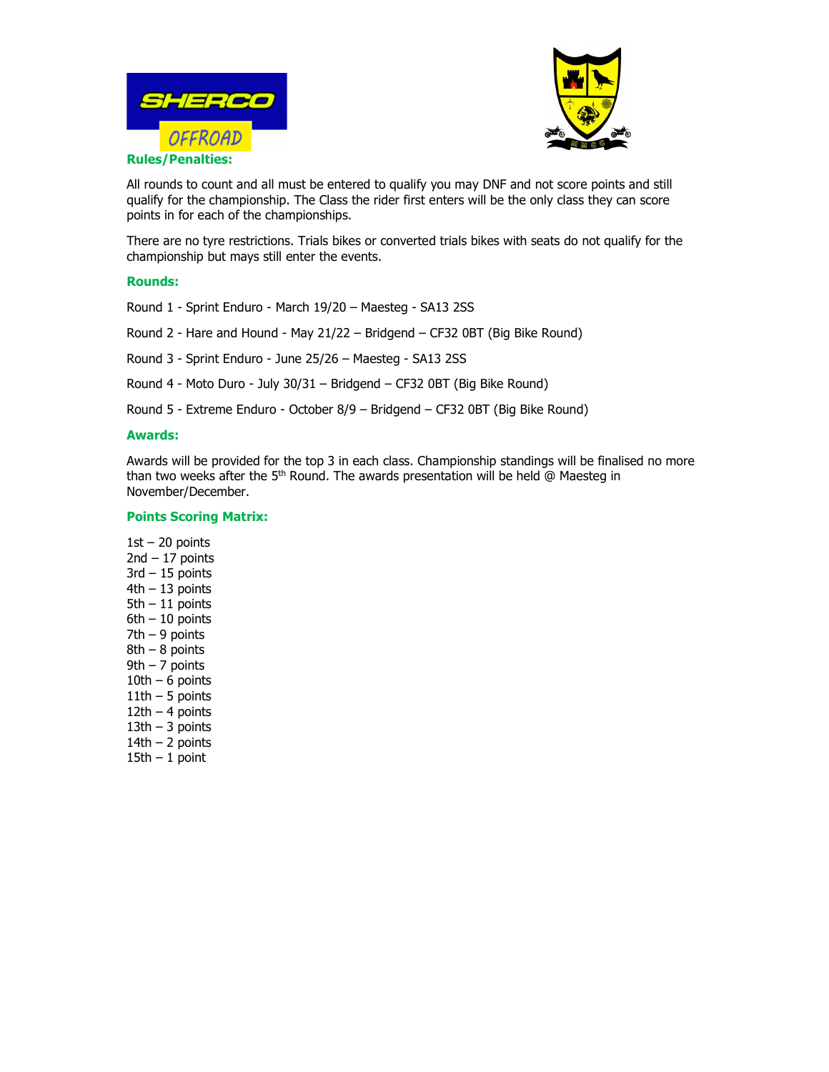## Rules/Penalties:

All rounds to count and all must be entered to qualify you may DNF and not score points and still qualify for the championship. The Class the rider first enters will be the only class they can score points in for each of the championships.

There are no tyre restrictions. Trials bikes or converted trials bikes with seats do not qualify for the championship but mays still enter the events.

## Rounds:

Round 1 - Sprint Enduro - March 19/20 – Maesteg - SA13 2SS

Round 2 - Hare and Hound - May 21/22 – Bridgend – CF32 0BT (Big Bike Round)

Round 3 - Sprint Enduro - June 25/26 – Maesteg - SA13 2SS

Round 4 - Moto Duro - July 30/31 – Bridgend – CF32 0BT (Big Bike Round)

Round 5 - Extreme Enduro - October 8/9 – Bridgend – CF32 0BT (Big Bike Round)

## Awards:

Awards will be provided for the top 3 in each class. Championship standings will be finalised no more than two weeks after the 5th Round. The awards presentation will be held @ Maesteg in November/December.

## Points Scoring Matrix:

1st – 20 points
2nd – 17 points
3rd – 15 points
4th – 13 points
5th – 11 points
6th – 10 points
7th – 9 points
8th – 8 points
9th – 7 points
10th – 6 points
11th – 5 points
12th – 4 points
13th – 3 points
14th – 2 points
15th – 1 point